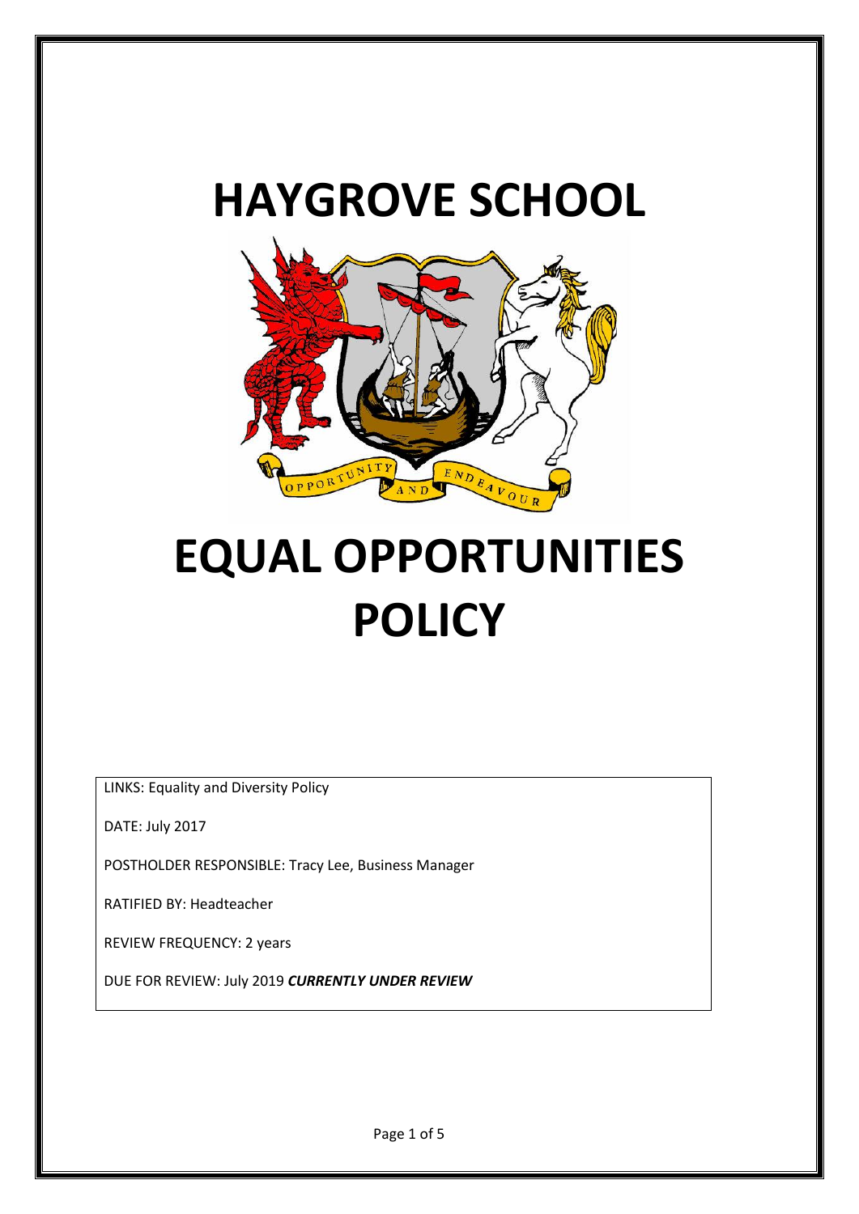# HAYGROVE SCHOOL

# EQUAL OPPORTUNITIES POLICY

LINKS: Equality and Diversity Policy

DATE: July 2017

POSTHOLDER RESPONSIBLE: Tracy Lee, Business Manager

RATIFIED BY: Headteacher

REVIEW FREQUENCY: 2 years

DUE FOR REVIEW: July 2019 ***CURRENTLY UNDER REVIEW***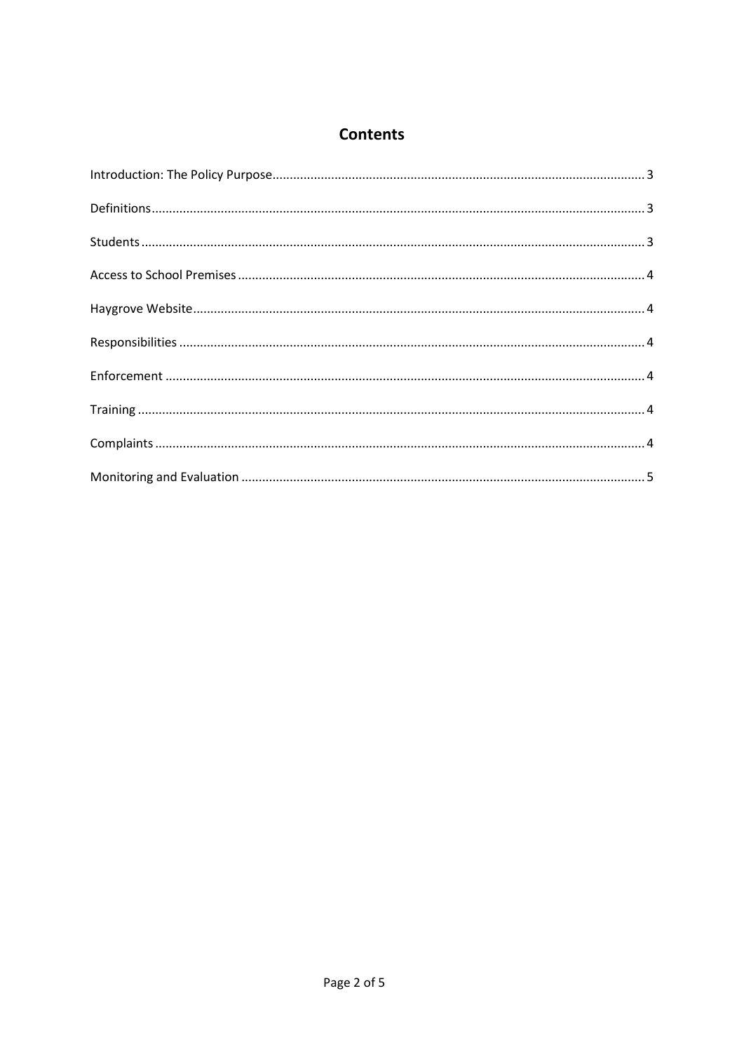## Contents

Introduction: The Policy Purpose ..... 3

Definitions ..... 3

Students ..... 3

Access to School Premises ..... 4

Haygrove Website ..... 4

Responsibilities ..... 4

Enforcement ..... 4

Training ..... 4

Complaints ..... 4

Monitoring and Evaluation ..... 5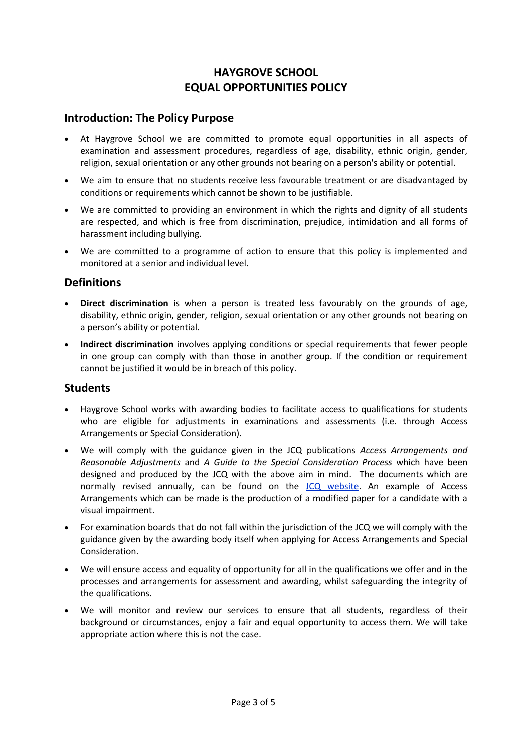# HAYGROVE SCHOOL
# EQUAL OPPORTUNITIES POLICY

## Introduction: The Policy Purpose

- At Haygrove School we are committed to promote equal opportunities in all aspects of examination and assessment procedures, regardless of age, disability, ethnic origin, gender, religion, sexual orientation or any other grounds not bearing on a person's ability or potential.
- We aim to ensure that no students receive less favourable treatment or are disadvantaged by conditions or requirements which cannot be shown to be justifiable.
- We are committed to providing an environment in which the rights and dignity of all students are respected, and which is free from discrimination, prejudice, intimidation and all forms of harassment including bullying.
- We are committed to a programme of action to ensure that this policy is implemented and monitored at a senior and individual level.

## Definitions

- **Direct discrimination** is when a person is treated less favourably on the grounds of age, disability, ethnic origin, gender, religion, sexual orientation or any other grounds not bearing on a person's ability or potential.
- **Indirect discrimination** involves applying conditions or special requirements that fewer people in one group can comply with than those in another group. If the condition or requirement cannot be justified it would be in breach of this policy.

## Students

- Haygrove School works with awarding bodies to facilitate access to qualifications for students who are eligible for adjustments in examinations and assessments (i.e. through Access Arrangements or Special Consideration).
- We will comply with the guidance given in the JCQ publications *Access Arrangements and Reasonable Adjustments* and *A Guide to the Special Consideration Process* which have been designed and produced by the JCQ with the above aim in mind. The documents which are normally revised annually, can be found on the JCQ website. An example of Access Arrangements which can be made is the production of a modified paper for a candidate with a visual impairment.
- For examination boards that do not fall within the jurisdiction of the JCQ we will comply with the guidance given by the awarding body itself when applying for Access Arrangements and Special Consideration.
- We will ensure access and equality of opportunity for all in the qualifications we offer and in the processes and arrangements for assessment and awarding, whilst safeguarding the integrity of the qualifications.
- We will monitor and review our services to ensure that all students, regardless of their background or circumstances, enjoy a fair and equal opportunity to access them. We will take appropriate action where this is not the case.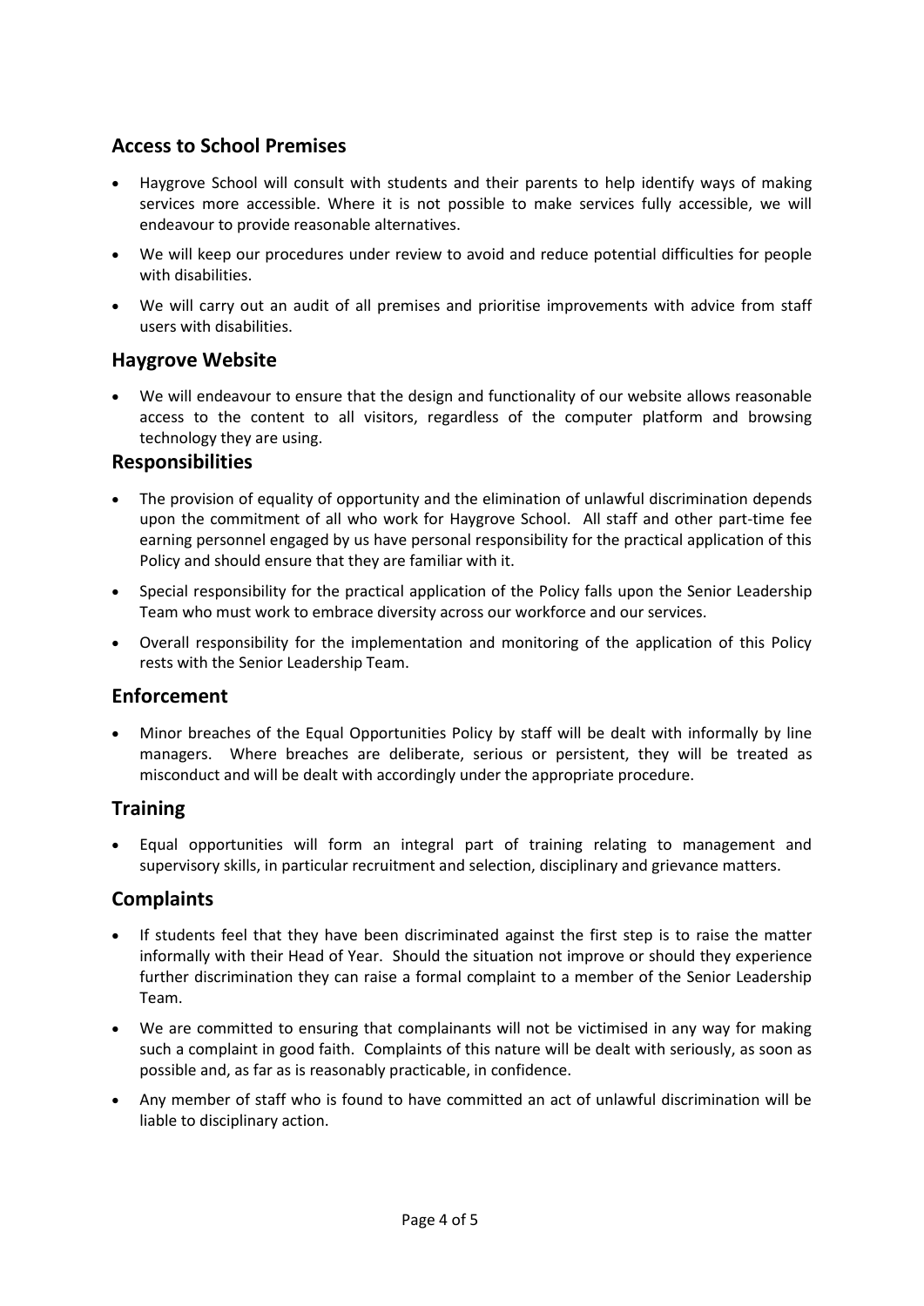## Access to School Premises

- Haygrove School will consult with students and their parents to help identify ways of making services more accessible. Where it is not possible to make services fully accessible, we will endeavour to provide reasonable alternatives.
- We will keep our procedures under review to avoid and reduce potential difficulties for people with disabilities.
- We will carry out an audit of all premises and prioritise improvements with advice from staff users with disabilities.

## Haygrove Website

- We will endeavour to ensure that the design and functionality of our website allows reasonable access to the content to all visitors, regardless of the computer platform and browsing technology they are using.

## Responsibilities

- The provision of equality of opportunity and the elimination of unlawful discrimination depends upon the commitment of all who work for Haygrove School. All staff and other part-time fee earning personnel engaged by us have personal responsibility for the practical application of this Policy and should ensure that they are familiar with it.
- Special responsibility for the practical application of the Policy falls upon the Senior Leadership Team who must work to embrace diversity across our workforce and our services.
- Overall responsibility for the implementation and monitoring of the application of this Policy rests with the Senior Leadership Team.

## Enforcement

- Minor breaches of the Equal Opportunities Policy by staff will be dealt with informally by line managers. Where breaches are deliberate, serious or persistent, they will be treated as misconduct and will be dealt with accordingly under the appropriate procedure.

## Training

- Equal opportunities will form an integral part of training relating to management and supervisory skills, in particular recruitment and selection, disciplinary and grievance matters.

## Complaints

- If students feel that they have been discriminated against the first step is to raise the matter informally with their Head of Year. Should the situation not improve or should they experience further discrimination they can raise a formal complaint to a member of the Senior Leadership Team.
- We are committed to ensuring that complainants will not be victimised in any way for making such a complaint in good faith. Complaints of this nature will be dealt with seriously, as soon as possible and, as far as is reasonably practicable, in confidence.
- Any member of staff who is found to have committed an act of unlawful discrimination will be liable to disciplinary action.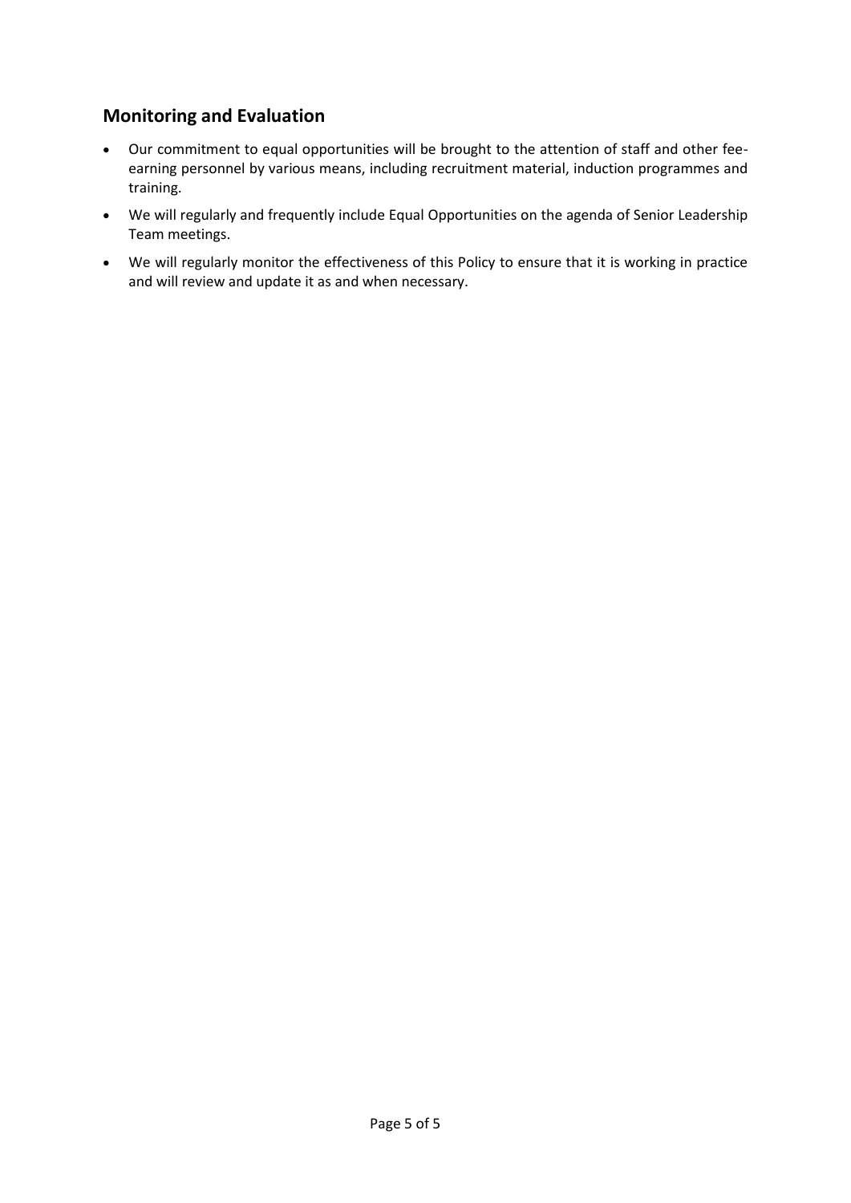## Monitoring and Evaluation

- Our commitment to equal opportunities will be brought to the attention of staff and other fee-earning personnel by various means, including recruitment material, induction programmes and training.
- We will regularly and frequently include Equal Opportunities on the agenda of Senior Leadership Team meetings.
- We will regularly monitor the effectiveness of this Policy to ensure that it is working in practice and will review and update it as and when necessary.